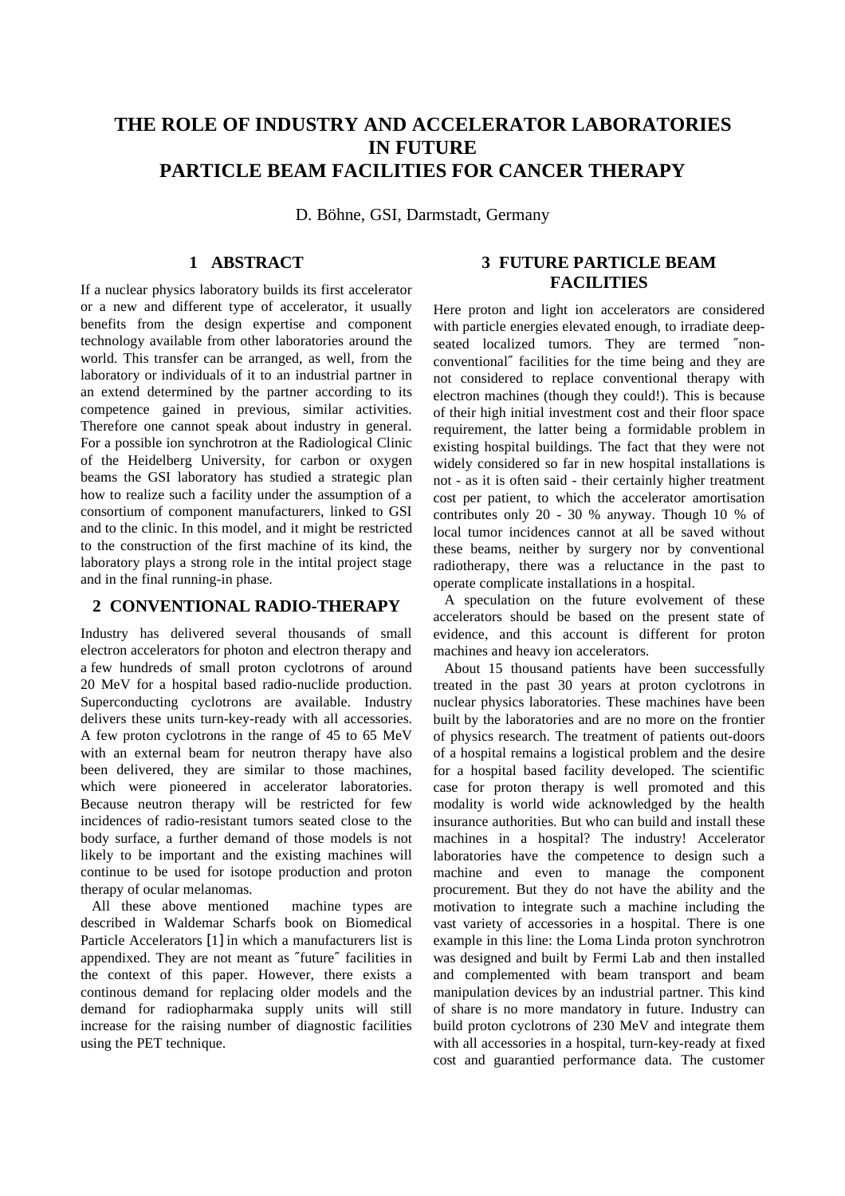# THE ROLE OF INDUSTRY AND ACCELERATOR LABORATORIES IN FUTURE PARTICLE BEAM FACILITIES FOR CANCER THERAPY

D. Böhne, GSI, Darmstadt, Germany

## 1 ABSTRACT

If a nuclear physics laboratory builds its first accelerator or a new and different type of accelerator, it usually benefits from the design expertise and component technology available from other laboratories around the world. This transfer can be arranged, as well, from the laboratory or individuals of it to an industrial partner in an extend determined by the partner according to its competence gained in previous, similar activities. Therefore one cannot speak about industry in general. For a possible ion synchrotron at the Radiological Clinic of the Heidelberg University, for carbon or oxygen beams the GSI laboratory has studied a strategic plan how to realize such a facility under the assumption of a consortium of component manufacturers, linked to GSI and to the clinic. In this model, and it might be restricted to the construction of the first machine of its kind, the laboratory plays a strong role in the intital project stage and in the final running-in phase.

## 2 CONVENTIONAL RADIO-THERAPY

Industry has delivered several thousands of small electron accelerators for photon and electron therapy and a few hundreds of small proton cyclotrons of around 20 MeV for a hospital based radio-nuclide production. Superconducting cyclotrons are available. Industry delivers these units turn-key-ready with all accessories. A few proton cyclotrons in the range of 45 to 65 MeV with an external beam for neutron therapy have also been delivered, they are similar to those machines, which were pioneered in accelerator laboratories. Because neutron therapy will be restricted for few incidences of radio-resistant tumors seated close to the body surface, a further demand of those models is not likely to be important and the existing machines will continue to be used for isotope production and proton therapy of ocular melanomas.

All these above mentioned machine types are described in Waldemar Scharfs book on Biomedical Particle Accelerators [1] in which a manufacturers list is appendixed. They are not meant as ″future″ facilities in the context of this paper. However, there exists a continous demand for replacing older models and the demand for radiopharmaka supply units will still increase for the raising number of diagnostic facilities using the PET technique.

## 3 FUTURE PARTICLE BEAM FACILITIES

Here proton and light ion accelerators are considered with particle energies elevated enough, to irradiate deep-seated localized tumors. They are termed ″non-conventional″ facilities for the time being and they are not considered to replace conventional therapy with electron machines (though they could!). This is because of their high initial investment cost and their floor space requirement, the latter being a formidable problem in existing hospital buildings. The fact that they were not widely considered so far in new hospital installations is not - as it is often said - their certainly higher treatment cost per patient, to which the accelerator amortisation contributes only 20 - 30 % anyway. Though 10 % of local tumor incidences cannot at all be saved without these beams, neither by surgery nor by conventional radiotherapy, there was a reluctance in the past to operate complicate installations in a hospital.

A speculation on the future evolvement of these accelerators should be based on the present state of evidence, and this account is different for proton machines and heavy ion accelerators.

About 15 thousand patients have been successfully treated in the past 30 years at proton cyclotrons in nuclear physics laboratories. These machines have been built by the laboratories and are no more on the frontier of physics research. The treatment of patients out-doors of a hospital remains a logistical problem and the desire for a hospital based facility developed. The scientific case for proton therapy is well promoted and this modality is world wide acknowledged by the health insurance authorities. But who can build and install these machines in a hospital? The industry! Accelerator laboratories have the competence to design such a machine and even to manage the component procurement. But they do not have the ability and the motivation to integrate such a machine including the vast variety of accessories in a hospital. There is one example in this line: the Loma Linda proton synchrotron was designed and built by Fermi Lab and then installed and complemented with beam transport and beam manipulation devices by an industrial partner. This kind of share is no more mandatory in future. Industry can build proton cyclotrons of 230 MeV and integrate them with all accessories in a hospital, turn-key-ready at fixed cost and guarantied performance data. The customer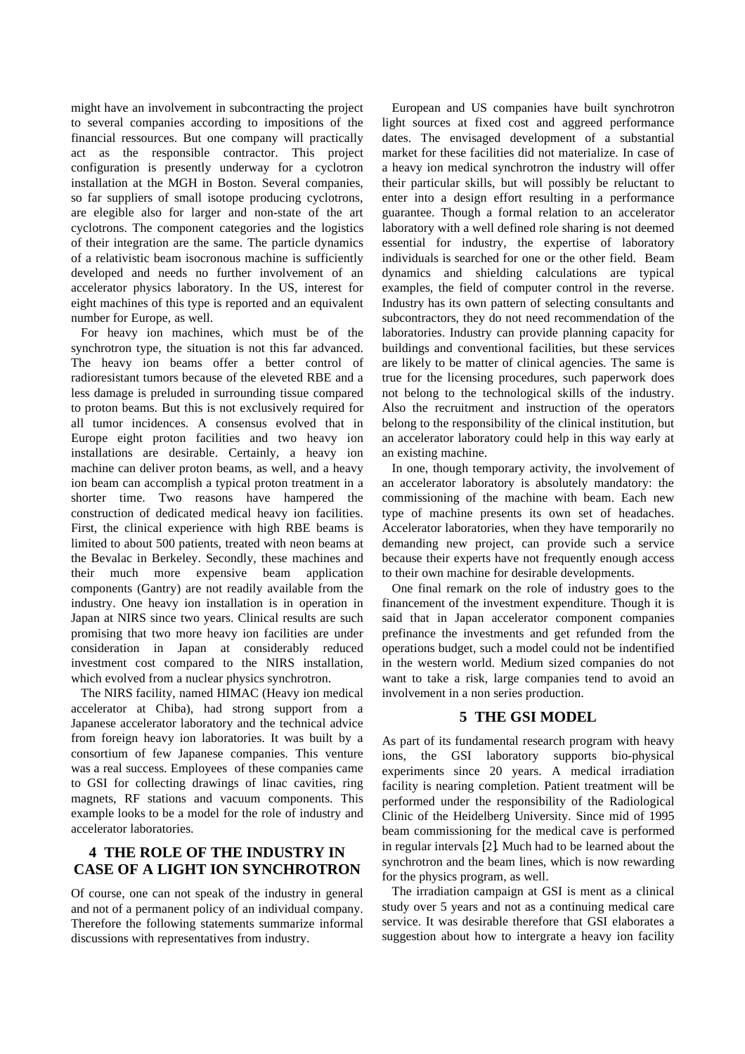might have an involvement in subcontracting the project to several companies according to impositions of the financial ressources. But one company will practically act as the responsible contractor. This project configuration is presently underway for a cyclotron installation at the MGH in Boston. Several companies, so far suppliers of small isotope producing cyclotrons, are elegible also for larger and non-state of the art cyclotrons. The component categories and the logistics of their integration are the same. The particle dynamics of a relativistic beam isocronous machine is sufficiently developed and needs no further involvement of an accelerator physics laboratory. In the US, interest for eight machines of this type is reported and an equivalent number for Europe, as well.

For heavy ion machines, which must be of the synchrotron type, the situation is not this far advanced. The heavy ion beams offer a better control of radioresistant tumors because of the eleveted RBE and a less damage is preluded in surrounding tissue compared to proton beams. But this is not exclusively required for all tumor incidences. A consensus evolved that in Europe eight proton facilities and two heavy ion installations are desirable. Certainly, a heavy ion machine can deliver proton beams, as well, and a heavy ion beam can accomplish a typical proton treatment in a shorter time. Two reasons have hampered the construction of dedicated medical heavy ion facilities. First, the clinical experience with high RBE beams is limited to about 500 patients, treated with neon beams at the Bevalac in Berkeley. Secondly, these machines and their much more expensive beam application components (Gantry) are not readily available from the industry. One heavy ion installation is in operation in Japan at NIRS since two years. Clinical results are such promising that two more heavy ion facilities are under consideration in Japan at considerably reduced investment cost compared to the NIRS installation, which evolved from a nuclear physics synchrotron.

The NIRS facility, named HIMAC (Heavy ion medical accelerator at Chiba), had strong support from a Japanese accelerator laboratory and the technical advice from foreign heavy ion laboratories. It was built by a consortium of few Japanese companies. This venture was a real success. Employees of these companies came to GSI for collecting drawings of linac cavities, ring magnets, RF stations and vacuum components. This example looks to be a model for the role of industry and accelerator laboratories.

## 4 THE ROLE OF THE INDUSTRY IN CASE OF A LIGHT ION SYNCHROTRON

Of course, one can not speak of the industry in general and not of a permanent policy of an individual company. Therefore the following statements summarize informal discussions with representatives from industry.

European and US companies have built synchrotron light sources at fixed cost and aggreed performance dates. The envisaged development of a substantial market for these facilities did not materialize. In case of a heavy ion medical synchrotron the industry will offer their particular skills, but will possibly be reluctant to enter into a design effort resulting in a performance guarantee. Though a formal relation to an accelerator laboratory with a well defined role sharing is not deemed essential for industry, the expertise of laboratory individuals is searched for one or the other field. Beam dynamics and shielding calculations are typical examples, the field of computer control in the reverse. Industry has its own pattern of selecting consultants and subcontractors, they do not need recommendation of the laboratories. Industry can provide planning capacity for buildings and conventional facilities, but these services are likely to be matter of clinical agencies. The same is true for the licensing procedures, such paperwork does not belong to the technological skills of the industry. Also the recruitment and instruction of the operators belong to the responsibility of the clinical institution, but an accelerator laboratory could help in this way early at an existing machine.

In one, though temporary activity, the involvement of an accelerator laboratory is absolutely mandatory: the commissioning of the machine with beam. Each new type of machine presents its own set of headaches. Accelerator laboratories, when they have temporarily no demanding new project, can provide such a service because their experts have not frequently enough access to their own machine for desirable developments.

One final remark on the role of industry goes to the financement of the investment expenditure. Though it is said that in Japan accelerator component companies prefinance the investments and get refunded from the operations budget, such a model could not be indentified in the western world. Medium sized companies do not want to take a risk, large companies tend to avoid an involvement in a non series production.

## 5 THE GSI MODEL

As part of its fundamental research program with heavy ions, the GSI laboratory supports bio-physical experiments since 20 years. A medical irradiation facility is nearing completion. Patient treatment will be performed under the responsibility of the Radiological Clinic of the Heidelberg University. Since mid of 1995 beam commissioning for the medical cave is performed in regular intervals [2]. Much had to be learned about the synchrotron and the beam lines, which is now rewarding for the physics program, as well.

The irradiation campaign at GSI is ment as a clinical study over 5 years and not as a continuing medical care service. It was desirable therefore that GSI elaborates a suggestion about how to intergrate a heavy ion facility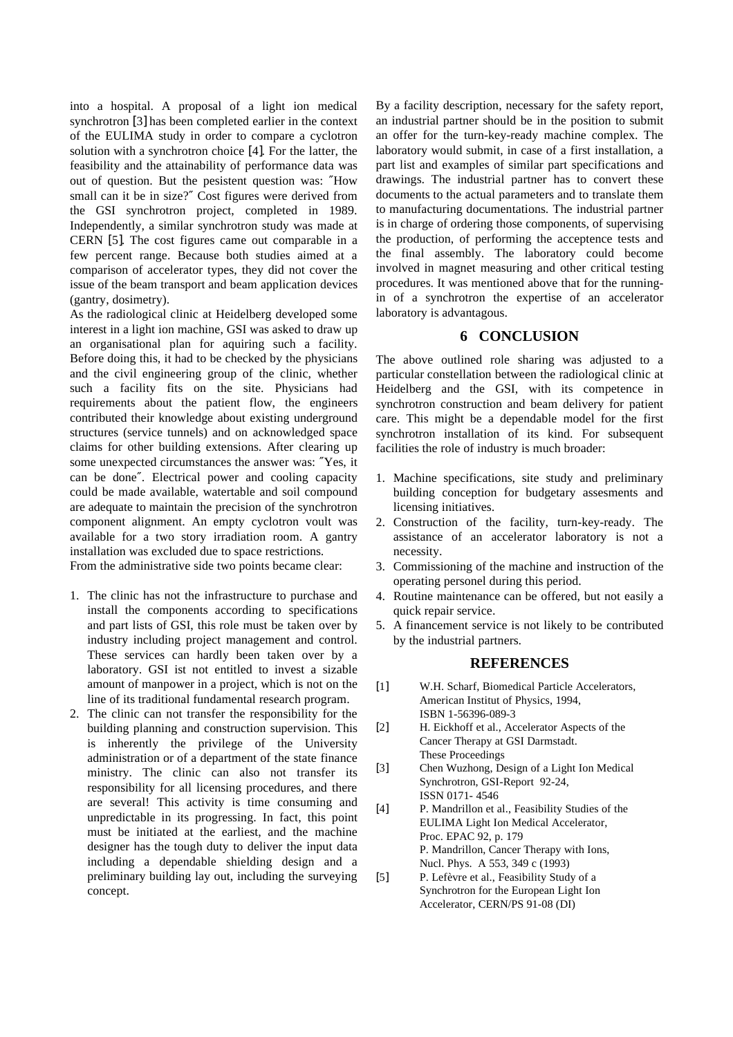into a hospital. A proposal of a light ion medical synchrotron [3] has been completed earlier in the context of the EULIMA study in order to compare a cyclotron solution with a synchrotron choice [4]. For the latter, the feasibility and the attainability of performance data was out of question. But the pesistent question was: ˝How small can it be in size?˝ Cost figures were derived from the GSI synchrotron project, completed in 1989. Independently, a similar synchrotron study was made at CERN [5]. The cost figures came out comparable in a few percent range. Because both studies aimed at a comparison of accelerator types, they did not cover the issue of the beam transport and beam application devices (gantry, dosimetry).

As the radiological clinic at Heidelberg developed some interest in a light ion machine, GSI was asked to draw up an organisational plan for aquiring such a facility. Before doing this, it had to be checked by the physicians and the civil engineering group of the clinic, whether such a facility fits on the site. Physicians had requirements about the patient flow, the engineers contributed their knowledge about existing underground structures (service tunnels) and on acknowledged space claims for other building extensions. After clearing up some unexpected circumstances the answer was: ˝Yes, it can be done˝. Electrical power and cooling capacity could be made available, watertable and soil compound are adequate to maintain the precision of the synchrotron component alignment. An empty cyclotron voult was available for a two story irradiation room. A gantry installation was excluded due to space restrictions.

From the administrative side two points became clear:

1. The clinic has not the infrastructure to purchase and install the components according to specifications and part lists of GSI, this role must be taken over by industry including project management and control. These services can hardly been taken over by a laboratory. GSI ist not entitled to invest a sizable amount of manpower in a project, which is not on the line of its traditional fundamental research program.
2. The clinic can not transfer the responsibility for the building planning and construction supervision. This is inherently the privilege of the University administration or of a department of the state finance ministry. The clinic can also not transfer its responsibility for all licensing procedures, and there are several! This activity is time consuming and unpredictable in its progressing. In fact, this point must be initiated at the earliest, and the machine designer has the tough duty to deliver the input data including a dependable shielding design and a preliminary building lay out, including the surveying concept.

By a facility description, necessary for the safety report, an industrial partner should be in the position to submit an offer for the turn-key-ready machine complex. The laboratory would submit, in case of a first installation, a part list and examples of similar part specifications and drawings. The industrial partner has to convert these documents to the actual parameters and to translate them to manufacturing documentations. The industrial partner is in charge of ordering those components, of supervising the production, of performing the acceptence tests and the final assembly. The laboratory could become involved in magnet measuring and other critical testing procedures. It was mentioned above that for the running-in of a synchrotron the expertise of an accelerator laboratory is advantagous.

## 6 CONCLUSION

The above outlined role sharing was adjusted to a particular constellation between the radiological clinic at Heidelberg and the GSI, with its competence in synchrotron construction and beam delivery for patient care. This might be a dependable model for the first synchrotron installation of its kind. For subsequent facilities the role of industry is much broader:

1. Machine specifications, site study and preliminary building conception for budgetary assesments and licensing initiatives.
2. Construction of the facility, turn-key-ready. The assistance of an accelerator laboratory is not a necessity.
3. Commissioning of the machine and instruction of the operating personel during this period.
4. Routine maintenance can be offered, but not easily a quick repair service.
5. A financement service is not likely to be contributed by the industrial partners.

## REFERENCES

[1] W.H. Scharf, Biomedical Particle Accelerators, American Institut of Physics, 1994, ISBN 1-56396-089-3

[2] H. Eickhoff et al., Accelerator Aspects of the Cancer Therapy at GSI Darmstadt. These Proceedings

[3] Chen Wuzhong, Design of a Light Ion Medical Synchrotron, GSI-Report 92-24, ISSN 0171- 4546

[4] P. Mandrillon et al., Feasibility Studies of the EULIMA Light Ion Medical Accelerator, Proc. EPAC 92, p. 179
P. Mandrillon, Cancer Therapy with Ions, Nucl. Phys. A 553, 349 c (1993)

[5] P. Lefèvre et al., Feasibility Study of a Synchrotron for the European Light Ion Accelerator, CERN/PS 91-08 (DI)